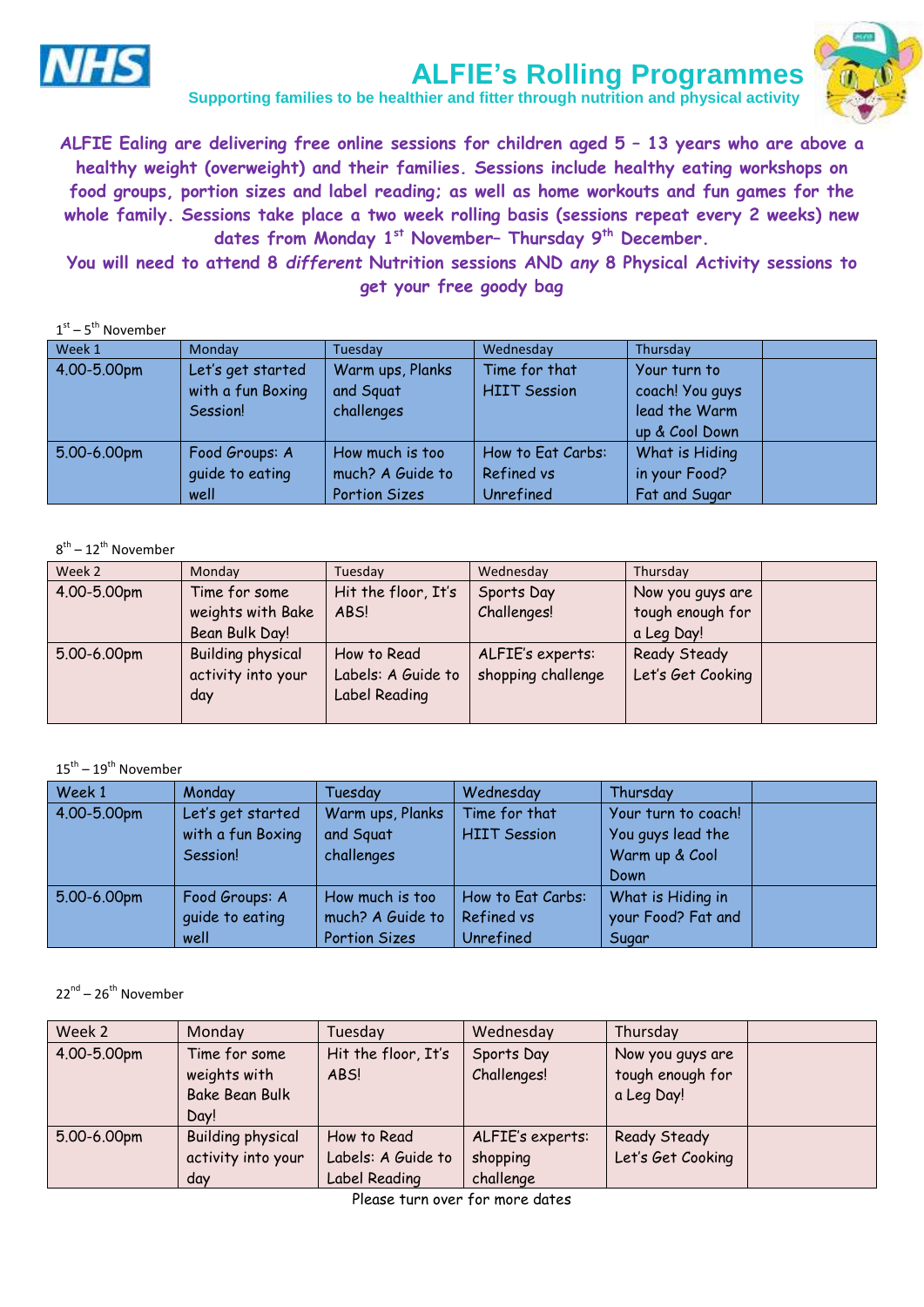# ALFIE's Rolling Programmes

**Supporting families to be healthier and fitter through nutrition and physical activity**

**ALFIE Ealing are delivering free online sessions for children aged 5 – 13 years who are above a healthy weight (overweight) and their families. Sessions include healthy eating workshops on food groups, portion sizes and label reading; as well as home workouts and fun games for the whole family. Sessions take place a two week rolling basis (sessions repeat every 2 weeks) new dates from Monday 1st November– Thursday 9th December.**

**You will need to attend 8 *different* Nutrition sessions AND *any* 8 Physical Activity sessions to get your free goody bag**

1st – 5th November

| Week 1 | Monday | Tuesday | Wednesday | Thursday | |
|---|---|---|---|---|---|
| 4.00-5.00pm | Let's get started with a fun Boxing Session! | Warm ups, Planks and Squat challenges | Time for that HIIT Session | Your turn to coach! You guys lead the Warm up & Cool Down | |
| 5.00-6.00pm | Food Groups: A guide to eating well | How much is too much? A Guide to Portion Sizes | How to Eat Carbs: Refined vs Unrefined | What is Hiding in your Food? Fat and Sugar | |

8th – 12th November

| Week 2 | Monday | Tuesday | Wednesday | Thursday | |
|---|---|---|---|---|---|
| 4.00-5.00pm | Time for some weights with Bake Bean Bulk Day! | Hit the floor, It's ABS! | Sports Day Challenges! | Now you guys are tough enough for a Leg Day! | |
| 5.00-6.00pm | Building physical activity into your day | How to Read Labels: A Guide to Label Reading | ALFIE's experts: shopping challenge | Ready Steady Let's Get Cooking | |

15th – 19th November

| Week 1 | Monday | Tuesday | Wednesday | Thursday | |
|---|---|---|---|---|---|
| 4.00-5.00pm | Let's get started with a fun Boxing Session! | Warm ups, Planks and Squat challenges | Time for that HIIT Session | Your turn to coach! You guys lead the Warm up & Cool Down | |
| 5.00-6.00pm | Food Groups: A guide to eating well | How much is too much? A Guide to Portion Sizes | How to Eat Carbs: Refined vs Unrefined | What is Hiding in your Food? Fat and Sugar | |

22nd – 26th November

| Week 2 | Monday | Tuesday | Wednesday | Thursday | |
|---|---|---|---|---|---|
| 4.00-5.00pm | Time for some weights with Bake Bean Bulk Day! | Hit the floor, It's ABS! | Sports Day Challenges! | Now you guys are tough enough for a Leg Day! | |
| 5.00-6.00pm | Building physical activity into your day | How to Read Labels: A Guide to Label Reading | ALFIE's experts: shopping challenge | Ready Steady Let's Get Cooking | |

Please turn over for more dates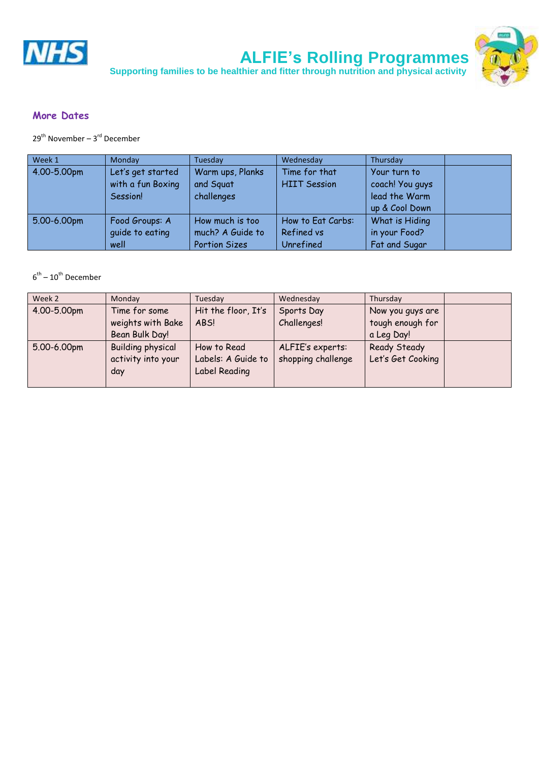# ALFIE's Rolling Programmes

**Supporting families to be healthier and fitter through nutrition and physical activity**

## More Dates

29th November – 3rd December

| Week 1 | Monday | Tuesday | Wednesday | Thursday | |
|---|---|---|---|---|---|
| 4.00-5.00pm | Let's get started with a fun Boxing Session! | Warm ups, Planks and Squat challenges | Time for that HIIT Session | Your turn to coach! You guys lead the Warm up & Cool Down | |
| 5.00-6.00pm | Food Groups: A guide to eating well | How much is too much? A Guide to Portion Sizes | How to Eat Carbs: Refined vs Unrefined | What is Hiding in your Food? Fat and Sugar | |

6th – 10th December

| Week 2 | Monday | Tuesday | Wednesday | Thursday | |
|---|---|---|---|---|---|
| 4.00-5.00pm | Time for some weights with Bake Bean Bulk Day! | Hit the floor, It's ABS! | Sports Day Challenges! | Now you guys are tough enough for a Leg Day! | |
| 5.00-6.00pm | Building physical activity into your day | How to Read Labels: A Guide to Label Reading | ALFIE's experts: shopping challenge | Ready Steady Let's Get Cooking | |